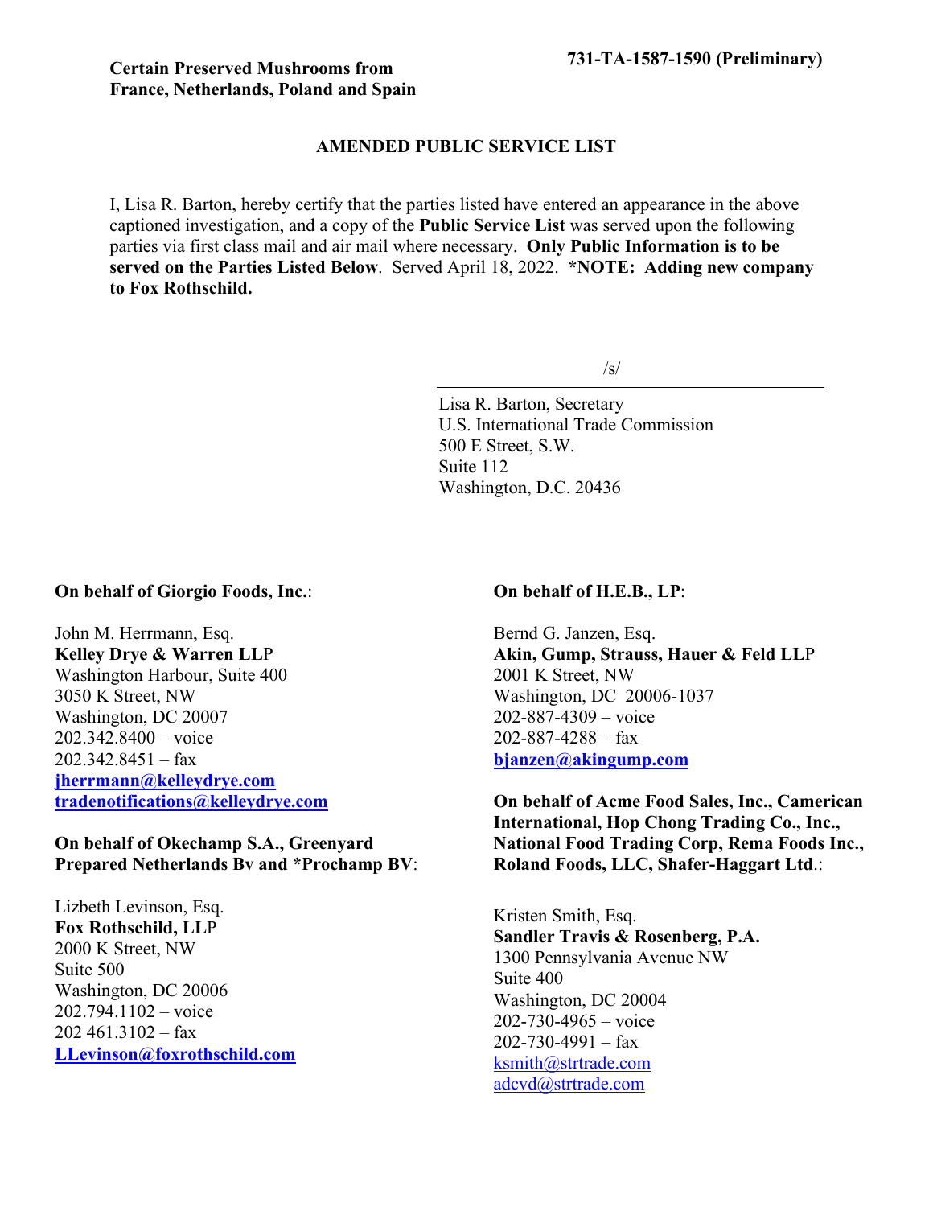**Certain Preserved Mushrooms from France, Netherlands, Poland and Spain**

**731-TA-1587-1590 (Preliminary)**

## AMENDED PUBLIC SERVICE LIST

I, Lisa R. Barton, hereby certify that the parties listed have entered an appearance in the above captioned investigation, and a copy of the **Public Service List** was served upon the following parties via first class mail and air mail where necessary. **Only Public Information is to be served on the Parties Listed Below**. Served April 18, 2022. ***NOTE: Adding new company to Fox Rothschild.**

/s/

Lisa R. Barton, Secretary
U.S. International Trade Commission
500 E Street, S.W.
Suite 112
Washington, D.C. 20436

**On behalf of Giorgio Foods, Inc.**:

John M. Herrmann, Esq.
**Kelley Drye & Warren LLP**
Washington Harbour, Suite 400
3050 K Street, NW
Washington, DC 20007
202.342.8400 – voice
202.342.8451 – fax
**jherrmann@kelleydrye.com**
**tradenotifications@kelleydrye.com**

**On behalf of Okechamp S.A., Greenyard Prepared Netherlands Bv and *Prochamp BV**:

Lizbeth Levinson, Esq.
**Fox Rothschild, LLP**
2000 K Street, NW
Suite 500
Washington, DC 20006
202.794.1102 – voice
202 461.3102 – fax
**LLevinson@foxrothschild.com**

**On behalf of H.E.B., LP**:

Bernd G. Janzen, Esq.
**Akin, Gump, Strauss, Hauer & Feld LLP**
2001 K Street, NW
Washington, DC 20006-1037
202-887-4309 – voice
202-887-4288 – fax
**bjanzen@akingump.com**

**On behalf of Acme Food Sales, Inc., Camerican International, Hop Chong Trading Co., Inc., National Food Trading Corp, Rema Foods Inc., Roland Foods, LLC, Shafer-Haggart Ltd.**:

Kristen Smith, Esq.
**Sandler Travis & Rosenberg, P.A.**
1300 Pennsylvania Avenue NW
Suite 400
Washington, DC 20004
202-730-4965 – voice
202-730-4991 – fax
ksmith@strtrade.com
adcvd@strtrade.com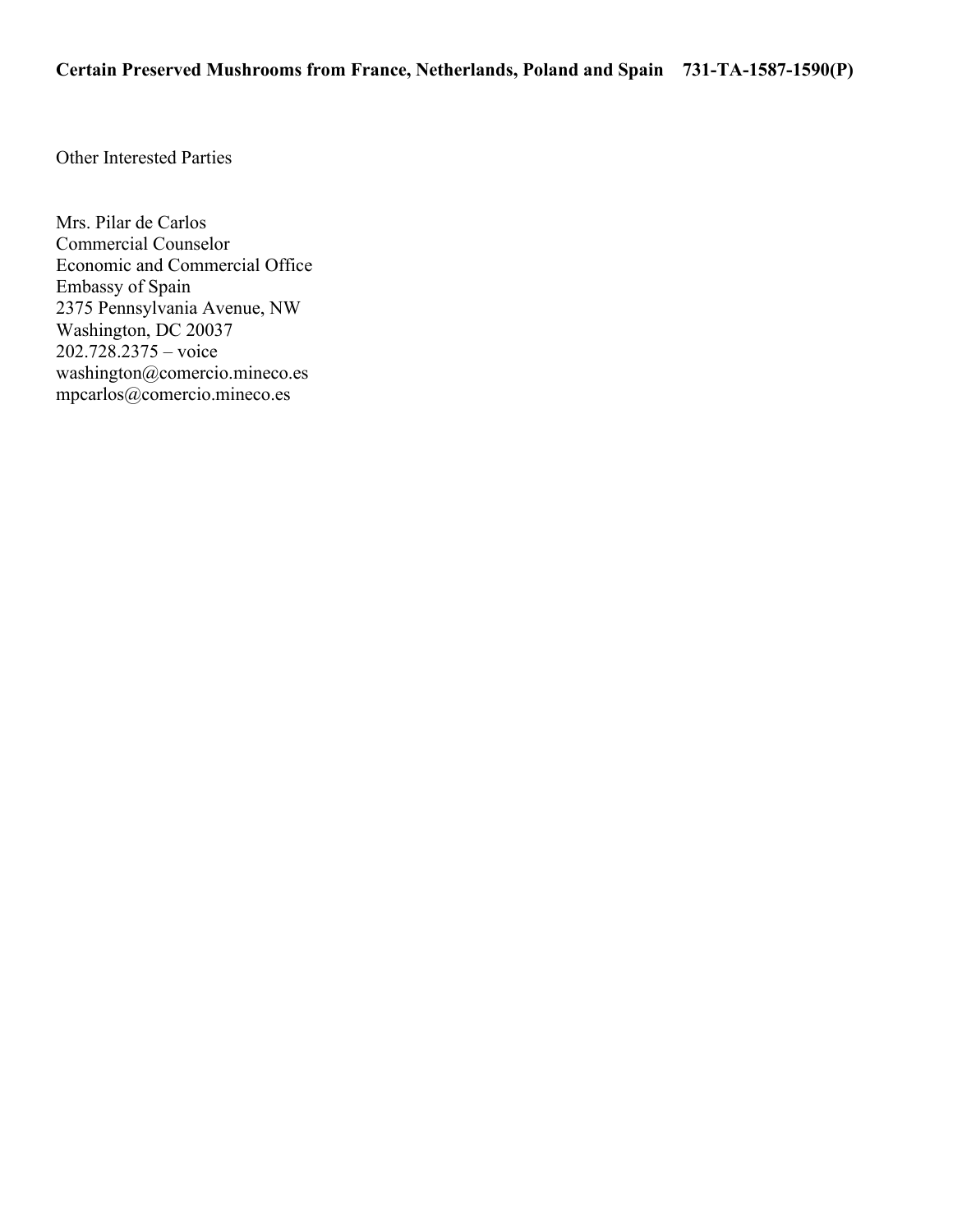**Certain Preserved Mushrooms from France, Netherlands, Poland and Spain 731-TA-1587-1590(P)**

Other Interested Parties

Mrs. Pilar de Carlos
Commercial Counselor
Economic and Commercial Office
Embassy of Spain
2375 Pennsylvania Avenue, NW
Washington, DC 20037
202.728.2375 – voice
washington@comercio.mineco.es
mpcarlos@comercio.mineco.es